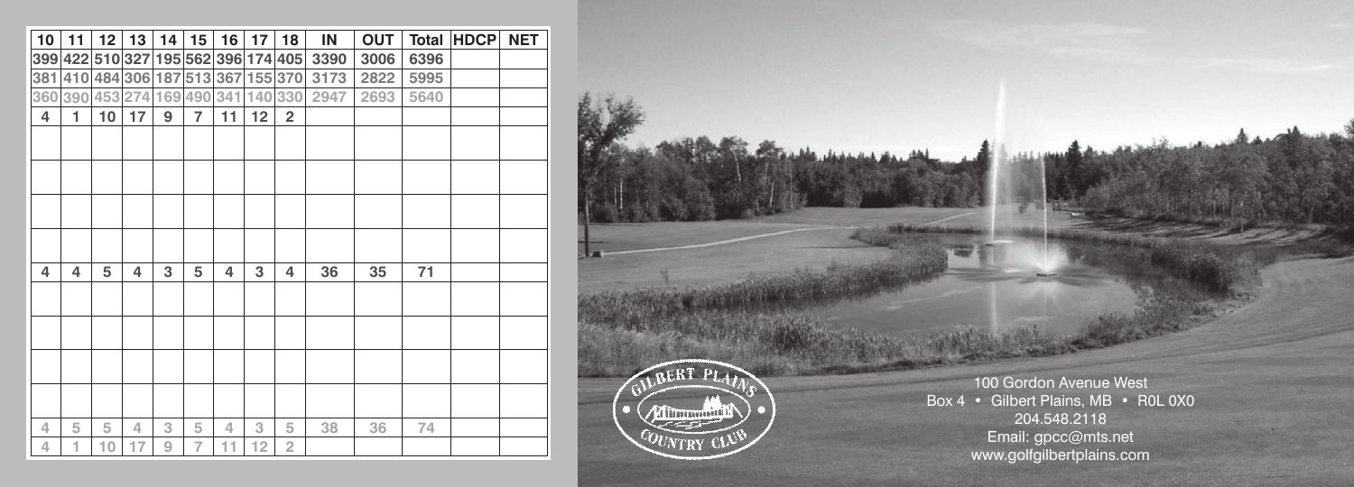| 10 | 11 | 12 | 13 | 14 | 15 | 16 | 17 | 18 | IN | OUT | Total | HDCP | NET |
|---|---|---|---|---|---|---|---|---|---|---|---|---|---|
| 399 | 422 | 510 | 327 | 195 | 562 | 396 | 174 | 405 | 3390 | 3006 | 6396 | | |
| 381 | 410 | 484 | 306 | 187 | 513 | 367 | 155 | 370 | 3173 | 2822 | 5995 | | |
| 360 | 390 | 453 | 274 | 169 | 490 | 341 | 140 | 330 | 2947 | 2693 | 5640 | | |
| 4 | 1 | 10 | 17 | 9 | 7 | 11 | 12 | 2 | | | | | |
| | | | | | | | | | | | | | |
| | | | | | | | | | | | | | |
| | | | | | | | | | | | | | |
| | | | | | | | | | | | | | |
| 4 | 4 | 5 | 4 | 3 | 5 | 4 | 3 | 4 | 36 | 35 | 71 | | |
| | | | | | | | | | | | | | |
| | | | | | | | | | | | | | |
| | | | | | | | | | | | | | |
| | | | | | | | | | | | | | |
| 4 | 5 | 5 | 4 | 3 | 5 | 4 | 3 | 5 | 38 | 36 | 74 | | |
| 4 | 1 | 10 | 17 | 9 | 7 | 11 | 12 | 2 | | | | | |

GILBERT PLAINS COUNTRY CLUB

100 Gordon Avenue West
Box 4 • Gilbert Plains, MB • R0L 0X0
204.548.2118
Email: gpcc@mts.net
www.golfgilbertplains.com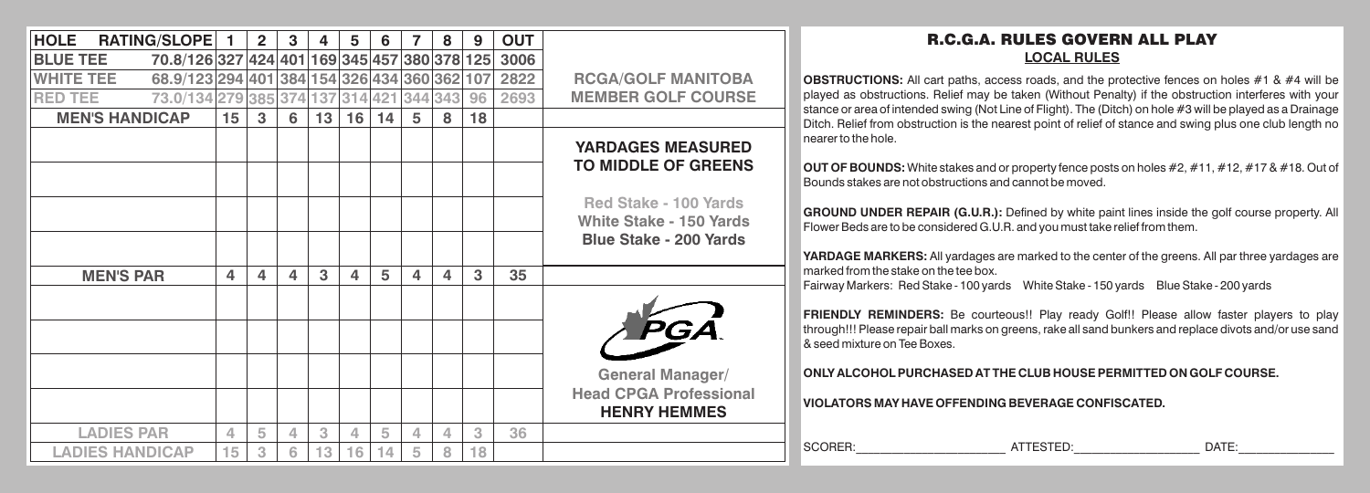| HOLE RATING/SLOPE | 1 | 2 | 3 | 4 | 5 | 6 | 7 | 8 | 9 | OUT |
|---|---|---|---|---|---|---|---|---|---|---|
| BLUE TEE 70.8/126 | 327 | 424 | 401 | 169 | 345 | 457 | 380 | 378 | 125 | 3006 |
| WHITE TEE 68.9/123 | 294 | 401 | 384 | 154 | 326 | 434 | 360 | 362 | 107 | 2822 |
| RED TEE 73.0/134 | 279 | 385 | 374 | 137 | 314 | 421 | 344 | 343 | 96 | 2693 |
| MEN'S HANDICAP | 15 | 3 | 6 | 13 | 16 | 14 | 5 | 8 | 18 | |
| | | | | | | | | | | |
| | | | | | | | | | | |
| | | | | | | | | | | |
| | | | | | | | | | | |
| MEN'S PAR | 4 | 4 | 4 | 3 | 4 | 5 | 4 | 4 | 3 | 35 |
| | | | | | | | | | | |
| | | | | | | | | | | |
| | | | | | | | | | | |
| | | | | | | | | | | |
| LADIES PAR | 4 | 5 | 4 | 3 | 4 | 5 | 4 | 4 | 3 | 36 |
| LADIES HANDICAP | 15 | 3 | 6 | 13 | 16 | 14 | 5 | 8 | 18 | |

**RCGA/GOLF MANITOBA MEMBER GOLF COURSE**

**YARDAGES MEASURED TO MIDDLE OF GREENS**

Red Stake - 100 Yards
White Stake - 150 Yards
Blue Stake - 200 Yards

PGA

General Manager/
Head CPGA Professional
**HENRY HEMMES**

## R.C.G.A. RULES GOVERN ALL PLAY

### LOCAL RULES

**OBSTRUCTIONS:** All cart paths, access roads, and the protective fences on holes #1 & #4 will be played as obstructions. Relief may be taken (Without Penalty) if the obstruction interferes with your stance or area of intended swing (Not Line of Flight). The (Ditch) on hole #3 will be played as a Drainage Ditch. Relief from obstruction is the nearest point of relief of stance and swing plus one club length no nearer to the hole.

**OUT OF BOUNDS:** White stakes and or property fence posts on holes #2, #11, #12, #17 & #18. Out of Bounds stakes are not obstructions and cannot be moved.

**GROUND UNDER REPAIR (G.U.R.):** Defined by white paint lines inside the golf course property. All Flower Beds are to be considered G.U.R. and you must take relief from them.

**YARDAGE MARKERS:** All yardages are marked to the center of the greens. All par three yardages are marked from the stake on the tee box.
Fairway Markers: Red Stake - 100 yards White Stake - 150 yards Blue Stake - 200 yards

**FRIENDLY REMINDERS:** Be courteous!! Play ready Golf!! Please allow faster players to play through!!! Please repair ball marks on greens, rake all sand bunkers and replace divots and/or use sand & seed mixture on Tee Boxes.

**ONLY ALCOHOL PURCHASED AT THE CLUB HOUSE PERMITTED ON GOLF COURSE.**

**VIOLATORS MAY HAVE OFFENDING BEVERAGE CONFISCATED.**

SCORER:____________________ ATTESTED:__________________ DATE:______________